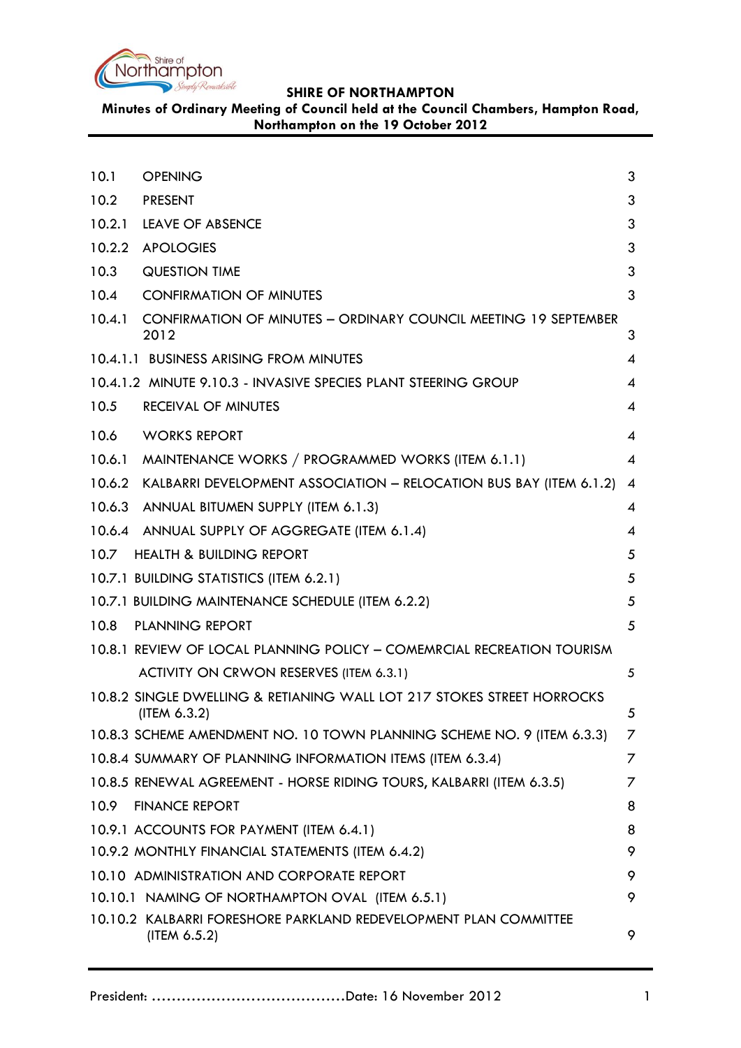**SHIRE OF NORTHAMPTON**

**Minutes of Ordinary Meeting of Council held at the Council Chambers, Hampton Road, Northampton on the 19 October 2012**

| | | |
|---|---|---|
| 10.1 | OPENING | 3 |
| 10.2 | PRESENT | 3 |
| 10.2.1 | LEAVE OF ABSENCE | 3 |
| 10.2.2 | APOLOGIES | 3 |
| 10.3 | QUESTION TIME | 3 |
| 10.4 | CONFIRMATION OF MINUTES | 3 |
| 10.4.1 | CONFIRMATION OF MINUTES – ORDINARY COUNCIL MEETING 19 SEPTEMBER 2012 | 3 |
| 10.4.1.1 | BUSINESS ARISING FROM MINUTES | 4 |
| 10.4.1.2 | MINUTE 9.10.3 - INVASIVE SPECIES PLANT STEERING GROUP | 4 |
| 10.5 | RECEIVAL OF MINUTES | 4 |
| 10.6 | WORKS REPORT | 4 |
| 10.6.1 | MAINTENANCE WORKS / PROGRAMMED WORKS (ITEM 6.1.1) | 4 |
| 10.6.2 | KALBARRI DEVELOPMENT ASSOCIATION – RELOCATION BUS BAY (ITEM 6.1.2) | 4 |
| 10.6.3 | ANNUAL BITUMEN SUPPLY (ITEM 6.1.3) | 4 |
| 10.6.4 | ANNUAL SUPPLY OF AGGREGATE (ITEM 6.1.4) | 4 |
| 10.7 | HEALTH & BUILDING REPORT | 5 |
| 10.7.1 | BUILDING STATISTICS (ITEM 6.2.1) | 5 |
| 10.7.1 | BUILDING MAINTENANCE SCHEDULE (ITEM 6.2.2) | 5 |
| 10.8 | PLANNING REPORT | 5 |
| 10.8.1 | REVIEW OF LOCAL PLANNING POLICY – COMEMRCIAL RECREATION TOURISM ACTIVITY ON CRWON RESERVES (ITEM 6.3.1) | 5 |
| 10.8.2 | SINGLE DWELLING & RETIANING WALL LOT 217 STOKES STREET HORROCKS (ITEM 6.3.2) | 5 |
| 10.8.3 | SCHEME AMENDMENT NO. 10 TOWN PLANNING SCHEME NO. 9 (ITEM 6.3.3) | 7 |
| 10.8.4 | SUMMARY OF PLANNING INFORMATION ITEMS (ITEM 6.3.4) | 7 |
| 10.8.5 | RENEWAL AGREEMENT - HORSE RIDING TOURS, KALBARRI (ITEM 6.3.5) | 7 |
| 10.9 | FINANCE REPORT | 8 |
| 10.9.1 | ACCOUNTS FOR PAYMENT (ITEM 6.4.1) | 8 |
| 10.9.2 | MONTHLY FINANCIAL STATEMENTS (ITEM 6.4.2) | 9 |
| 10.10 | ADMINISTRATION AND CORPORATE REPORT | 9 |
| 10.10.1 | NAMING OF NORTHAMPTON OVAL (ITEM 6.5.1) | 9 |
| 10.10.2 | KALBARRI FORESHORE PARKLAND REDEVELOPMENT PLAN COMMITTEE (ITEM 6.5.2) | 9 |

President: ………………………………….Date: 16 November 2012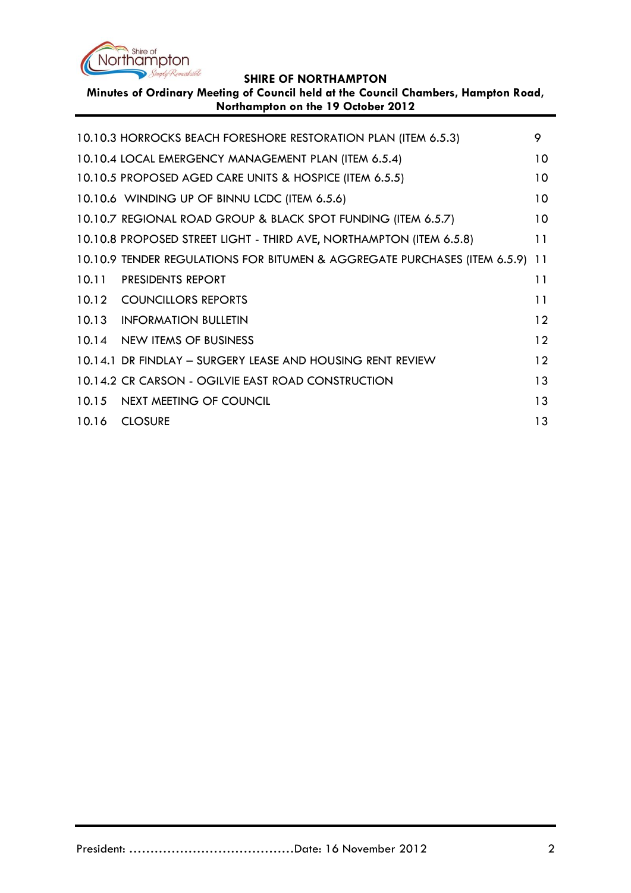| | |
|---|---|
| 10.10.3 HORROCKS BEACH FORESHORE RESTORATION PLAN (ITEM 6.5.3) | 9 |
| 10.10.4 LOCAL EMERGENCY MANAGEMENT PLAN (ITEM 6.5.4) | 10 |
| 10.10.5 PROPOSED AGED CARE UNITS & HOSPICE (ITEM 6.5.5) | 10 |
| 10.10.6 WINDING UP OF BINNU LCDC (ITEM 6.5.6) | 10 |
| 10.10.7 REGIONAL ROAD GROUP & BLACK SPOT FUNDING (ITEM 6.5.7) | 10 |
| 10.10.8 PROPOSED STREET LIGHT - THIRD AVE, NORTHAMPTON (ITEM 6.5.8) | 11 |
| 10.10.9 TENDER REGULATIONS FOR BITUMEN & AGGREGATE PURCHASES (ITEM 6.5.9) | 11 |
| 10.11 PRESIDENTS REPORT | 11 |
| 10.12 COUNCILLORS REPORTS | 11 |
| 10.13 INFORMATION BULLETIN | 12 |
| 10.14 NEW ITEMS OF BUSINESS | 12 |
| 10.14.1 DR FINDLAY – SURGERY LEASE AND HOUSING RENT REVIEW | 12 |
| 10.14.2 CR CARSON - OGILVIE EAST ROAD CONSTRUCTION | 13 |
| 10.15 NEXT MEETING OF COUNCIL | 13 |
| 10.16 CLOSURE | 13 |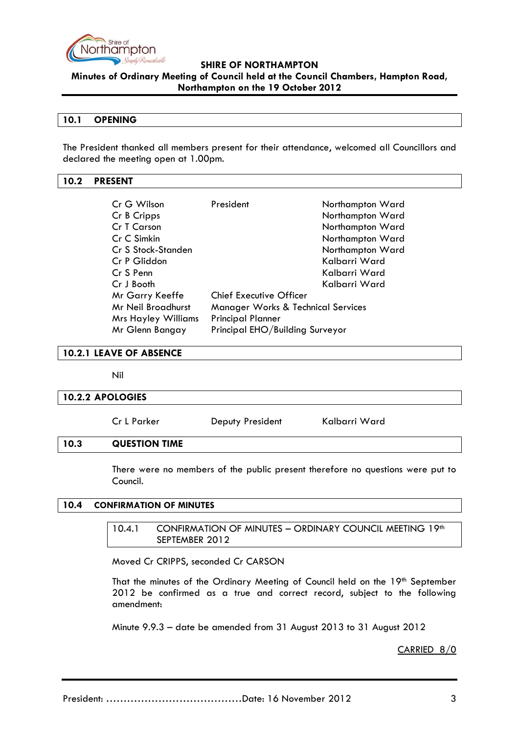**SHIRE OF NORTHAMPTON**

**Minutes of Ordinary Meeting of Council held at the Council Chambers, Hampton Road, Northampton on the 19 October 2012**

## 10.1 OPENING

The President thanked all members present for their attendance, welcomed all Councillors and declared the meeting open at 1.00pm.

## 10.2 PRESENT

| | | |
|---|---|---|
| Cr G Wilson | President | Northampton Ward |
| Cr B Cripps | | Northampton Ward |
| Cr T Carson | | Northampton Ward |
| Cr C Simkin | | Northampton Ward |
| Cr S Stock-Standen | | Northampton Ward |
| Cr P Gliddon | | Kalbarri Ward |
| Cr S Penn | | Kalbarri Ward |
| Cr J Booth | | Kalbarri Ward |
| Mr Garry Keeffe | Chief Executive Officer | |
| Mr Neil Broadhurst | Manager Works & Technical Services | |
| Mrs Hayley Williams | Principal Planner | |
| Mr Glenn Bangay | Principal EHO/Building Surveyor | |

## 10.2.1 LEAVE OF ABSENCE

Nil

## 10.2.2 APOLOGIES

| | | |
|---|---|---|
| Cr L Parker | Deputy President | Kalbarri Ward |

## 10.3 QUESTION TIME

There were no members of the public present therefore no questions were put to Council.

## 10.4 CONFIRMATION OF MINUTES

### 10.4.1 CONFIRMATION OF MINUTES – ORDINARY COUNCIL MEETING 19th SEPTEMBER 2012

Moved Cr CRIPPS, seconded Cr CARSON

That the minutes of the Ordinary Meeting of Council held on the 19th September 2012 be confirmed as a true and correct record, subject to the following amendment:

Minute 9.9.3 – date be amended from 31 August 2013 to 31 August 2012

CARRIED 8/0

President: ……………………………………Date: 16 November 2012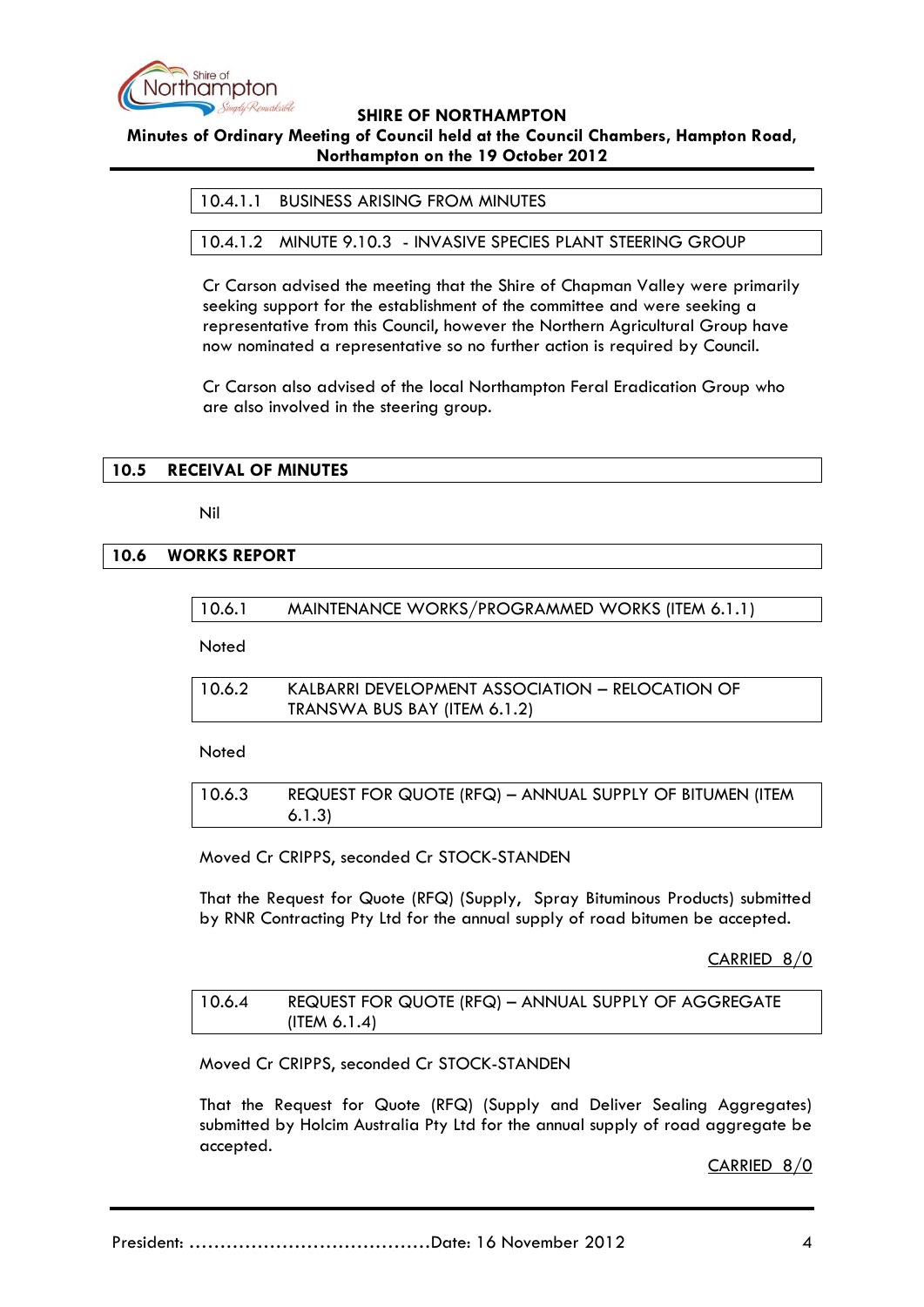#### 10.4.1.1 BUSINESS ARISING FROM MINUTES

#### 10.4.1.2 MINUTE 9.10.3 - INVASIVE SPECIES PLANT STEERING GROUP

Cr Carson advised the meeting that the Shire of Chapman Valley were primarily seeking support for the establishment of the committee and were seeking a representative from this Council, however the Northern Agricultural Group have now nominated a representative so no further action is required by Council.

Cr Carson also advised of the local Northampton Feral Eradication Group who are also involved in the steering group.

## 10.5 RECEIVAL OF MINUTES

Nil

## 10.6 WORKS REPORT

### 10.6.1 MAINTENANCE WORKS/PROGRAMMED WORKS (ITEM 6.1.1)

Noted

### 10.6.2 KALBARRI DEVELOPMENT ASSOCIATION – RELOCATION OF TRANSWA BUS BAY (ITEM 6.1.2)

Noted

### 10.6.3 REQUEST FOR QUOTE (RFQ) – ANNUAL SUPPLY OF BITUMEN (ITEM 6.1.3)

Moved Cr CRIPPS, seconded Cr STOCK-STANDEN

That the Request for Quote (RFQ) (Supply, Spray Bituminous Products) submitted by RNR Contracting Pty Ltd for the annual supply of road bitumen be accepted.

CARRIED 8/0

### 10.6.4 REQUEST FOR QUOTE (RFQ) – ANNUAL SUPPLY OF AGGREGATE (ITEM 6.1.4)

Moved Cr CRIPPS, seconded Cr STOCK-STANDEN

That the Request for Quote (RFQ) (Supply and Deliver Sealing Aggregates) submitted by Holcim Australia Pty Ltd for the annual supply of road aggregate be accepted.

CARRIED 8/0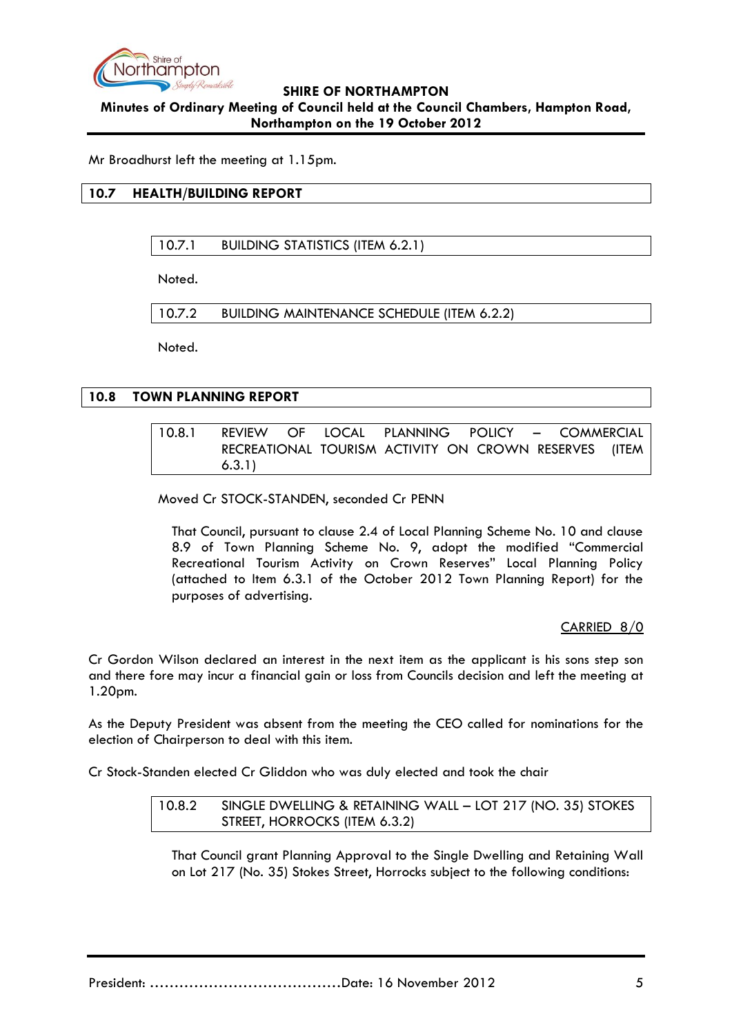Mr Broadhurst left the meeting at 1.15pm.

## 10.7 HEALTH/BUILDING REPORT

### 10.7.1 BUILDING STATISTICS (ITEM 6.2.1)

Noted.

### 10.7.2 BUILDING MAINTENANCE SCHEDULE (ITEM 6.2.2)

Noted.

## 10.8 TOWN PLANNING REPORT

### 10.8.1 REVIEW OF LOCAL PLANNING POLICY – COMMERCIAL RECREATIONAL TOURISM ACTIVITY ON CROWN RESERVES (ITEM 6.3.1)

Moved Cr STOCK-STANDEN, seconded Cr PENN

> That Council, pursuant to clause 2.4 of Local Planning Scheme No. 10 and clause 8.9 of Town Planning Scheme No. 9, adopt the modified "Commercial Recreational Tourism Activity on Crown Reserves" Local Planning Policy (attached to Item 6.3.1 of the October 2012 Town Planning Report) for the purposes of advertising.

CARRIED 8/0

Cr Gordon Wilson declared an interest in the next item as the applicant is his sons step son and there fore may incur a financial gain or loss from Councils decision and left the meeting at 1.20pm.

As the Deputy President was absent from the meeting the CEO called for nominations for the election of Chairperson to deal with this item.

Cr Stock-Standen elected Cr Gliddon who was duly elected and took the chair

### 10.8.2 SINGLE DWELLING & RETAINING WALL – LOT 217 (NO. 35) STOKES STREET, HORROCKS (ITEM 6.3.2)

> That Council grant Planning Approval to the Single Dwelling and Retaining Wall on Lot 217 (No. 35) Stokes Street, Horrocks subject to the following conditions: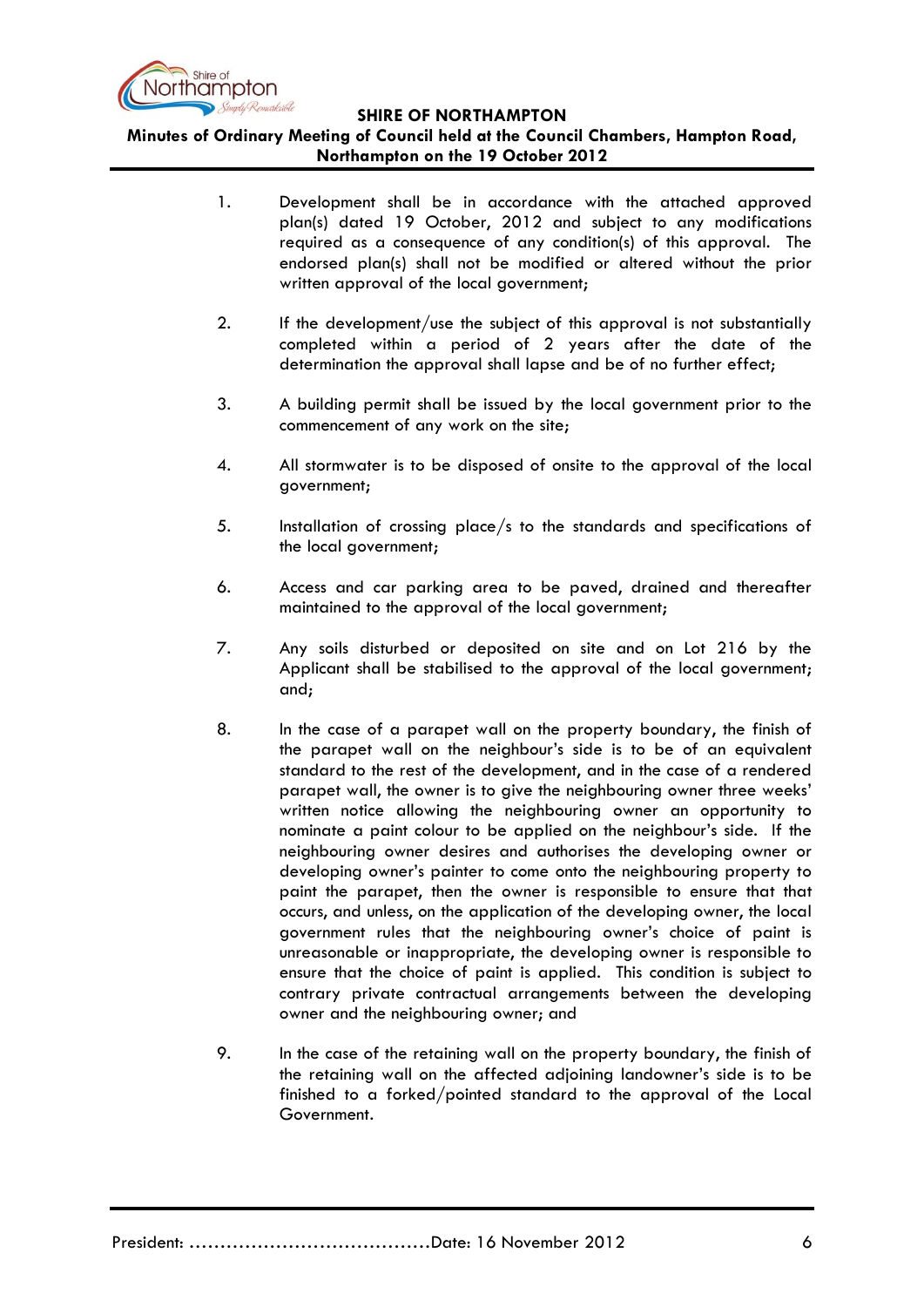1. Development shall be in accordance with the attached approved plan(s) dated 19 October, 2012 and subject to any modifications required as a consequence of any condition(s) of this approval. The endorsed plan(s) shall not be modified or altered without the prior written approval of the local government;

2. If the development/use the subject of this approval is not substantially completed within a period of 2 years after the date of the determination the approval shall lapse and be of no further effect;

3. A building permit shall be issued by the local government prior to the commencement of any work on the site;

4. All stormwater is to be disposed of onsite to the approval of the local government;

5. Installation of crossing place/s to the standards and specifications of the local government;

6. Access and car parking area to be paved, drained and thereafter maintained to the approval of the local government;

7. Any soils disturbed or deposited on site and on Lot 216 by the Applicant shall be stabilised to the approval of the local government; and;

8. In the case of a parapet wall on the property boundary, the finish of the parapet wall on the neighbour's side is to be of an equivalent standard to the rest of the development, and in the case of a rendered parapet wall, the owner is to give the neighbouring owner three weeks' written notice allowing the neighbouring owner an opportunity to nominate a paint colour to be applied on the neighbour's side. If the neighbouring owner desires and authorises the developing owner or developing owner's painter to come onto the neighbouring property to paint the parapet, then the owner is responsible to ensure that that occurs, and unless, on the application of the developing owner, the local government rules that the neighbouring owner's choice of paint is unreasonable or inappropriate, the developing owner is responsible to ensure that the choice of paint is applied. This condition is subject to contrary private contractual arrangements between the developing owner and the neighbouring owner; and

9. In the case of the retaining wall on the property boundary, the finish of the retaining wall on the affected adjoining landowner's side is to be finished to a forked/pointed standard to the approval of the Local Government.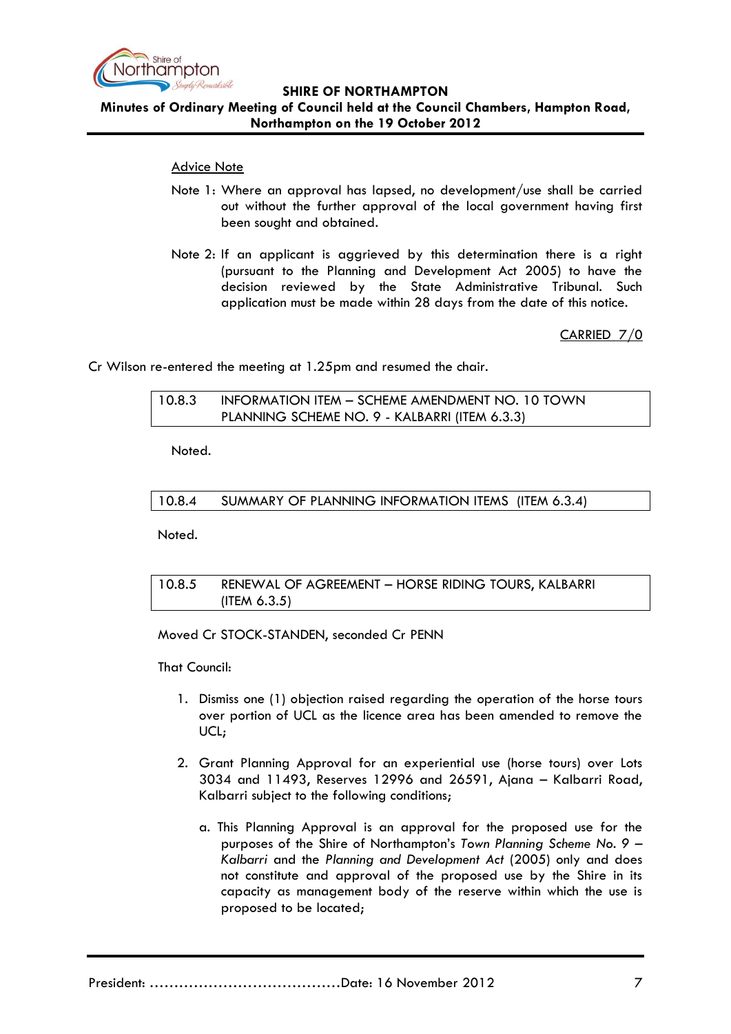Advice Note

Note 1: Where an approval has lapsed, no development/use shall be carried out without the further approval of the local government having first been sought and obtained.

Note 2: If an applicant is aggrieved by this determination there is a right (pursuant to the Planning and Development Act 2005) to have the decision reviewed by the State Administrative Tribunal. Such application must be made within 28 days from the date of this notice.

CARRIED 7/0

Cr Wilson re-entered the meeting at 1.25pm and resumed the chair.

### 10.8.3 INFORMATION ITEM – SCHEME AMENDMENT NO. 10 TOWN PLANNING SCHEME NO. 9 - KALBARRI (ITEM 6.3.3)

Noted.

### 10.8.4 SUMMARY OF PLANNING INFORMATION ITEMS (ITEM 6.3.4)

Noted.

### 10.8.5 RENEWAL OF AGREEMENT – HORSE RIDING TOURS, KALBARRI (ITEM 6.3.5)

Moved Cr STOCK-STANDEN, seconded Cr PENN

That Council:

1. Dismiss one (1) objection raised regarding the operation of the horse tours over portion of UCL as the licence area has been amended to remove the UCL;

2. Grant Planning Approval for an experiential use (horse tours) over Lots 3034 and 11493, Reserves 12996 and 26591, Ajana – Kalbarri Road, Kalbarri subject to the following conditions;

   a. This Planning Approval is an approval for the proposed use for the purposes of the Shire of Northampton's *Town Planning Scheme No. 9 – Kalbarri* and the *Planning and Development Act* (2005) only and does not constitute and approval of the proposed use by the Shire in its capacity as management body of the reserve within which the use is proposed to be located;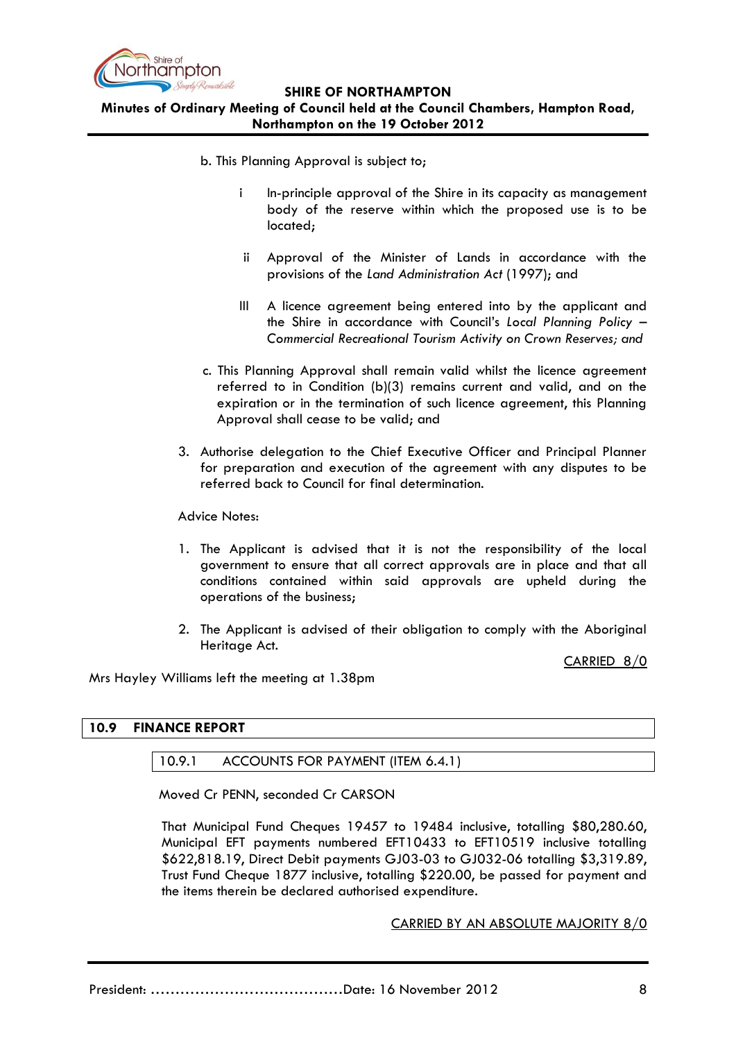b. This Planning Approval is subject to;

i In-principle approval of the Shire in its capacity as management body of the reserve within which the proposed use is to be located;

ii Approval of the Minister of Lands in accordance with the provisions of the *Land Administration Act* (1997); and

III A licence agreement being entered into by the applicant and the Shire in accordance with Council's *Local Planning Policy – Commercial Recreational Tourism Activity on Crown Reserves; and*

c. This Planning Approval shall remain valid whilst the licence agreement referred to in Condition (b)(3) remains current and valid, and on the expiration or in the termination of such licence agreement, this Planning Approval shall cease to be valid; and

3. Authorise delegation to the Chief Executive Officer and Principal Planner for preparation and execution of the agreement with any disputes to be referred back to Council for final determination.

Advice Notes:

1. The Applicant is advised that it is not the responsibility of the local government to ensure that all correct approvals are in place and that all conditions contained within said approvals are upheld during the operations of the business;
2. The Applicant is advised of their obligation to comply with the Aboriginal Heritage Act.

CARRIED 8/0

Mrs Hayley Williams left the meeting at 1.38pm

## 10.9 FINANCE REPORT

### 10.9.1 ACCOUNTS FOR PAYMENT (ITEM 6.4.1)

Moved Cr PENN, seconded Cr CARSON

That Municipal Fund Cheques 19457 to 19484 inclusive, totalling $80,280.60, Municipal EFT payments numbered EFT10433 to EFT10519 inclusive totalling $622,818.19, Direct Debit payments GJ03-03 to GJ032-06 totalling $3,319.89, Trust Fund Cheque 1877 inclusive, totalling $220.00, be passed for payment and the items therein be declared authorised expenditure.

CARRIED BY AN ABSOLUTE MAJORITY 8/0

President: ......................................Date: 16 November 2012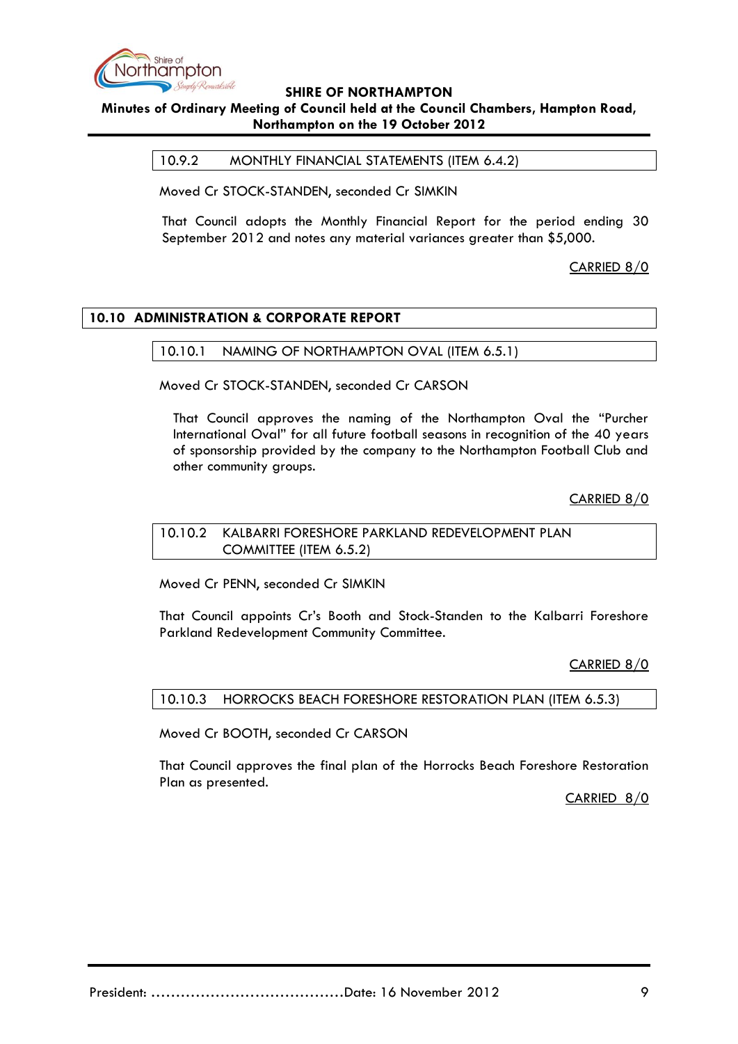### 10.9.2 MONTHLY FINANCIAL STATEMENTS (ITEM 6.4.2)

Moved Cr STOCK-STANDEN, seconded Cr SIMKIN

That Council adopts the Monthly Financial Report for the period ending 30 September 2012 and notes any material variances greater than $5,000.

CARRIED 8/0

## 10.10 ADMINISTRATION & CORPORATE REPORT

### 10.10.1 NAMING OF NORTHAMPTON OVAL (ITEM 6.5.1)

Moved Cr STOCK-STANDEN, seconded Cr CARSON

That Council approves the naming of the Northampton Oval the "Purcher International Oval" for all future football seasons in recognition of the 40 years of sponsorship provided by the company to the Northampton Football Club and other community groups.

CARRIED 8/0

### 10.10.2 KALBARRI FORESHORE PARKLAND REDEVELOPMENT PLAN COMMITTEE (ITEM 6.5.2)

Moved Cr PENN, seconded Cr SIMKIN

That Council appoints Cr's Booth and Stock-Standen to the Kalbarri Foreshore Parkland Redevelopment Community Committee.

CARRIED 8/0

### 10.10.3 HORROCKS BEACH FORESHORE RESTORATION PLAN (ITEM 6.5.3)

Moved Cr BOOTH, seconded Cr CARSON

That Council approves the final plan of the Horrocks Beach Foreshore Restoration Plan as presented.

CARRIED 8/0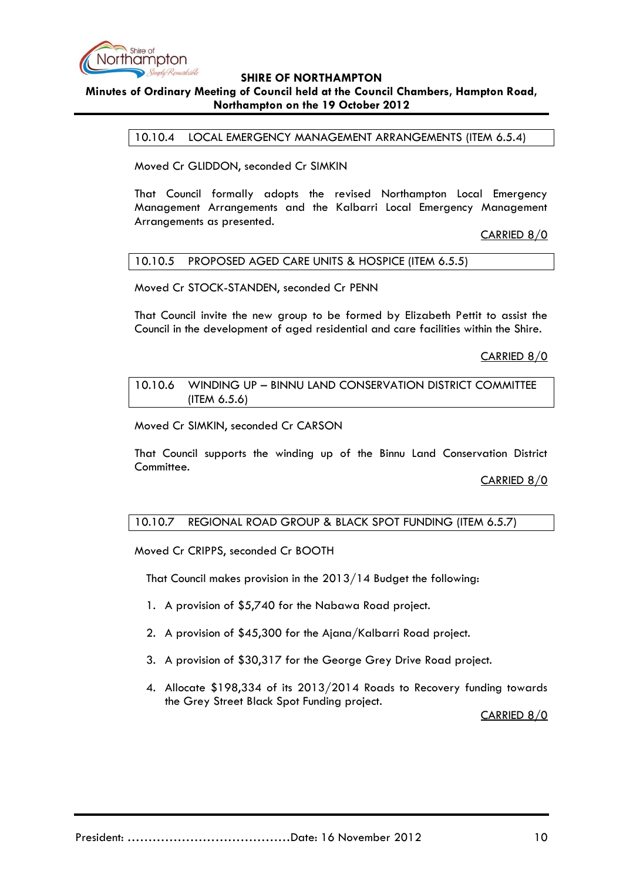### 10.10.4 LOCAL EMERGENCY MANAGEMENT ARRANGEMENTS (ITEM 6.5.4)

Moved Cr GLIDDON, seconded Cr SIMKIN

That Council formally adopts the revised Northampton Local Emergency Management Arrangements and the Kalbarri Local Emergency Management Arrangements as presented.

CARRIED 8/0

### 10.10.5 PROPOSED AGED CARE UNITS & HOSPICE (ITEM 6.5.5)

Moved Cr STOCK-STANDEN, seconded Cr PENN

That Council invite the new group to be formed by Elizabeth Pettit to assist the Council in the development of aged residential and care facilities within the Shire.

CARRIED 8/0

### 10.10.6 WINDING UP – BINNU LAND CONSERVATION DISTRICT COMMITTEE (ITEM 6.5.6)

Moved Cr SIMKIN, seconded Cr CARSON

That Council supports the winding up of the Binnu Land Conservation District Committee.

CARRIED 8/0

### 10.10.7 REGIONAL ROAD GROUP & BLACK SPOT FUNDING (ITEM 6.5.7)

Moved Cr CRIPPS, seconded Cr BOOTH

That Council makes provision in the 2013/14 Budget the following:

1. A provision of $5,740 for the Nabawa Road project.
2. A provision of $45,300 for the Ajana/Kalbarri Road project.
3. A provision of $30,317 for the George Grey Drive Road project.
4. Allocate $198,334 of its 2013/2014 Roads to Recovery funding towards the Grey Street Black Spot Funding project.

CARRIED 8/0

President: ....................................... Date: 16 November 2012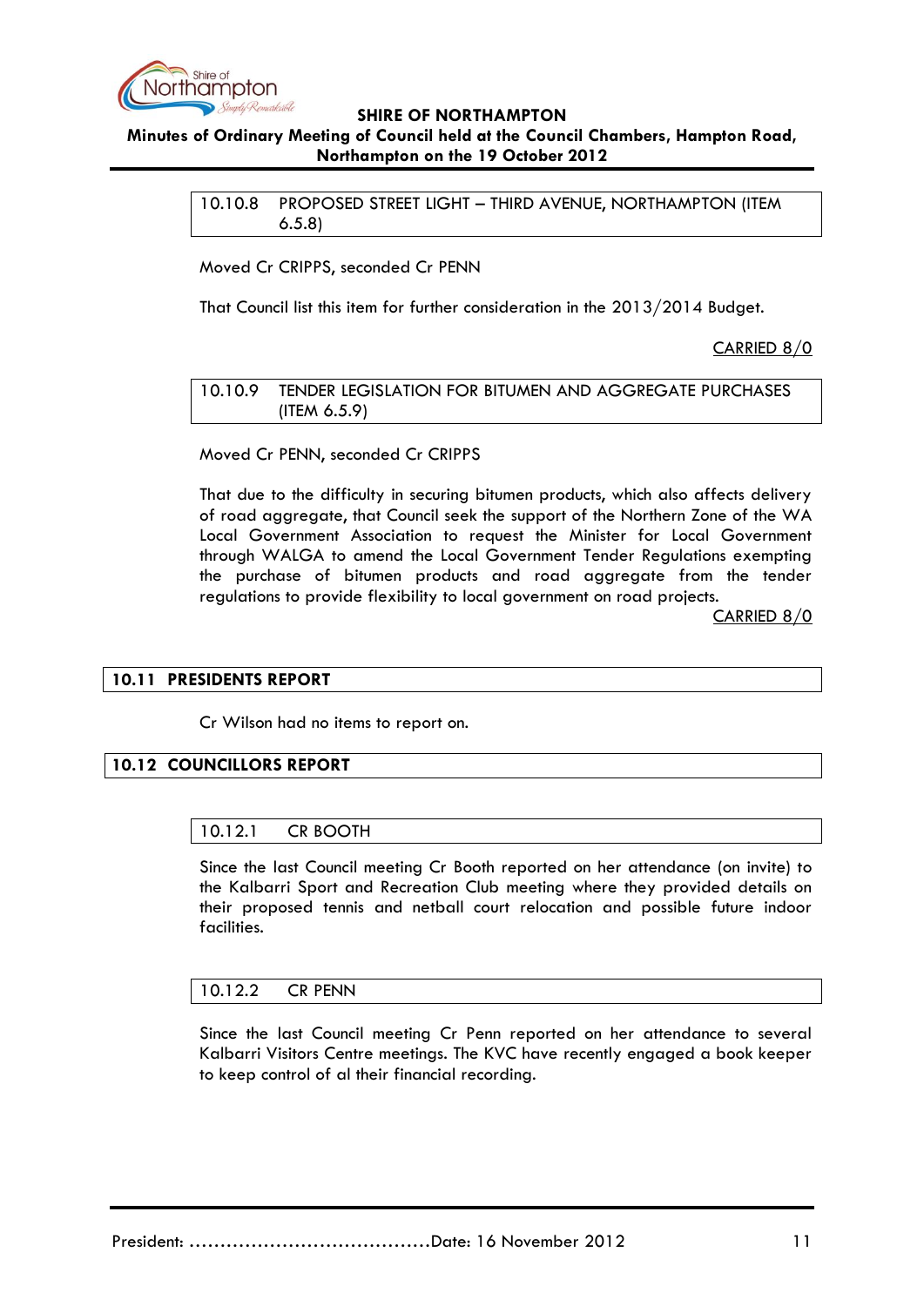### 10.10.8 PROPOSED STREET LIGHT – THIRD AVENUE, NORTHAMPTON (ITEM 6.5.8)

Moved Cr CRIPPS, seconded Cr PENN

That Council list this item for further consideration in the 2013/2014 Budget.

CARRIED 8/0

### 10.10.9 TENDER LEGISLATION FOR BITUMEN AND AGGREGATE PURCHASES (ITEM 6.5.9)

Moved Cr PENN, seconded Cr CRIPPS

That due to the difficulty in securing bitumen products, which also affects delivery of road aggregate, that Council seek the support of the Northern Zone of the WA Local Government Association to request the Minister for Local Government through WALGA to amend the Local Government Tender Regulations exempting the purchase of bitumen products and road aggregate from the tender regulations to provide flexibility to local government on road projects.

CARRIED 8/0

## 10.11 PRESIDENTS REPORT

Cr Wilson had no items to report on.

## 10.12 COUNCILLORS REPORT

### 10.12.1 CR BOOTH

Since the last Council meeting Cr Booth reported on her attendance (on invite) to the Kalbarri Sport and Recreation Club meeting where they provided details on their proposed tennis and netball court relocation and possible future indoor facilities.

### 10.12.2 CR PENN

Since the last Council meeting Cr Penn reported on her attendance to several Kalbarri Visitors Centre meetings. The KVC have recently engaged a book keeper to keep control of al their financial recording.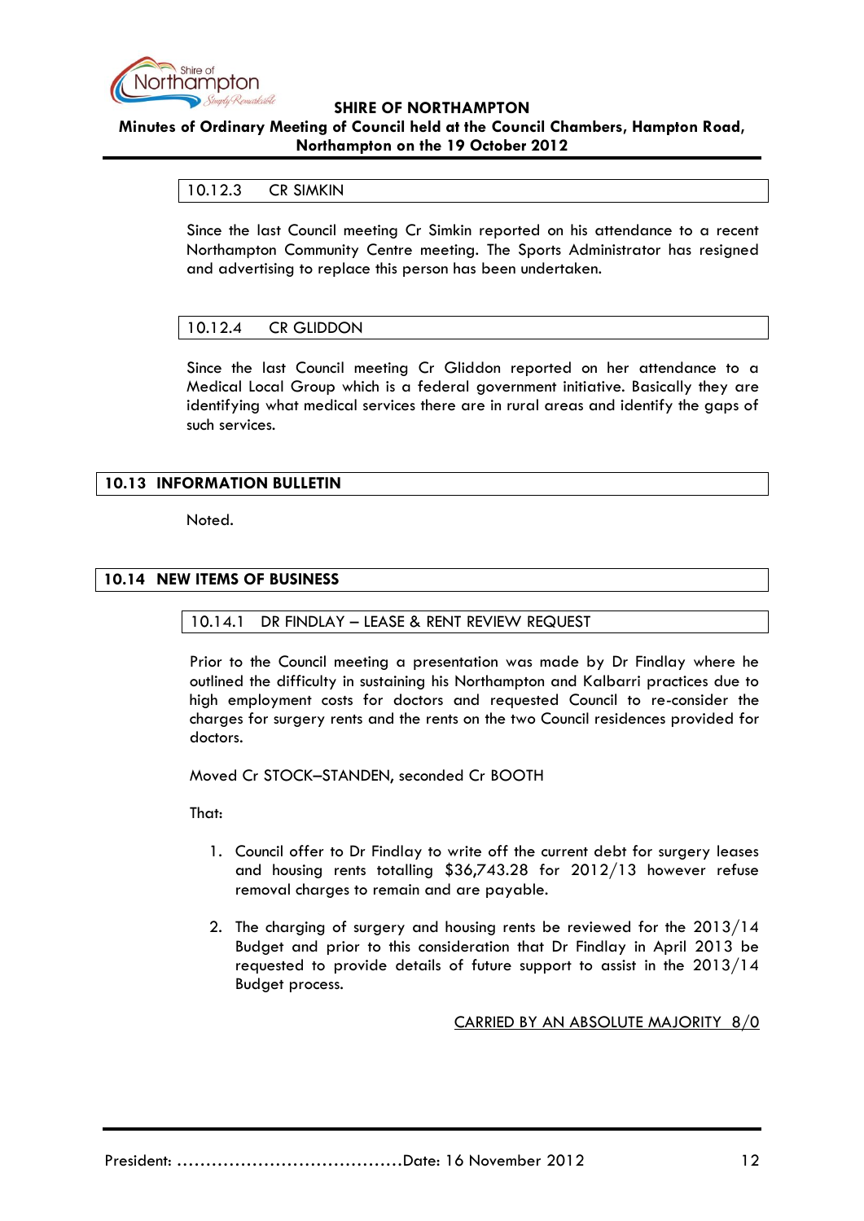### 10.12.3 CR SIMKIN

Since the last Council meeting Cr Simkin reported on his attendance to a recent Northampton Community Centre meeting. The Sports Administrator has resigned and advertising to replace this person has been undertaken.

### 10.12.4 CR GLIDDON

Since the last Council meeting Cr Gliddon reported on her attendance to a Medical Local Group which is a federal government initiative. Basically they are identifying what medical services there are in rural areas and identify the gaps of such services.

## 10.13 INFORMATION BULLETIN

Noted.

## 10.14 NEW ITEMS OF BUSINESS

### 10.14.1 DR FINDLAY – LEASE & RENT REVIEW REQUEST

Prior to the Council meeting a presentation was made by Dr Findlay where he outlined the difficulty in sustaining his Northampton and Kalbarri practices due to high employment costs for doctors and requested Council to re-consider the charges for surgery rents and the rents on the two Council residences provided for doctors.

Moved Cr STOCK–STANDEN, seconded Cr BOOTH

That:

1. Council offer to Dr Findlay to write off the current debt for surgery leases and housing rents totalling $36,743.28 for 2012/13 however refuse removal charges to remain and are payable.

2. The charging of surgery and housing rents be reviewed for the 2013/14 Budget and prior to this consideration that Dr Findlay in April 2013 be requested to provide details of future support to assist in the 2013/14 Budget process.

<u>CARRIED BY AN ABSOLUTE MAJORITY 8/0</u>

President: ......................................Date: 16 November 2012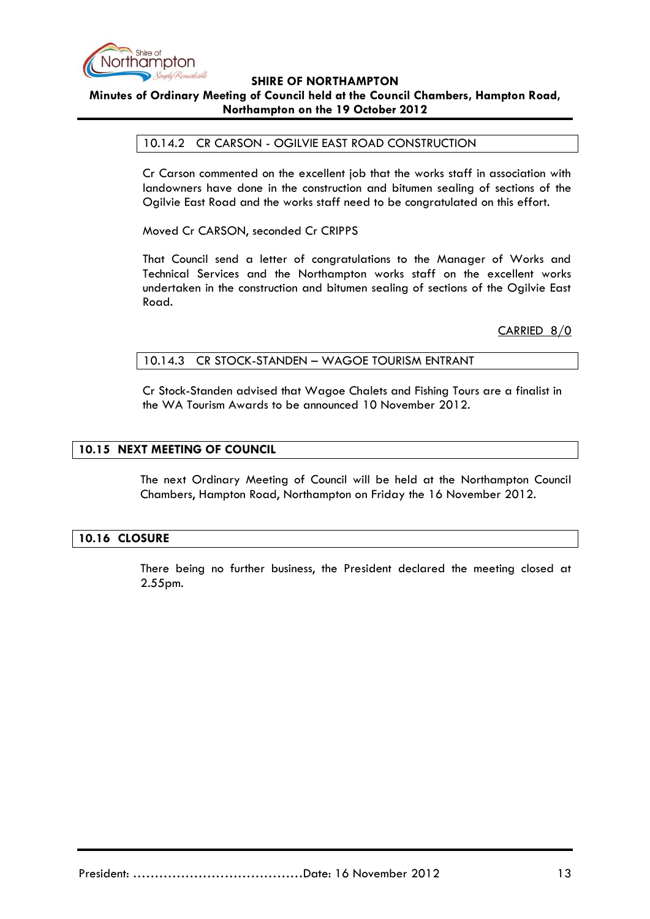### 10.14.2 CR CARSON - OGILVIE EAST ROAD CONSTRUCTION

Cr Carson commented on the excellent job that the works staff in association with landowners have done in the construction and bitumen sealing of sections of the Ogilvie East Road and the works staff need to be congratulated on this effort.

Moved Cr CARSON, seconded Cr CRIPPS

That Council send a letter of congratulations to the Manager of Works and Technical Services and the Northampton works staff on the excellent works undertaken in the construction and bitumen sealing of sections of the Ogilvie East Road.

CARRIED 8/0

### 10.14.3 CR STOCK-STANDEN – WAGOE TOURISM ENTRANT

Cr Stock-Standen advised that Wagoe Chalets and Fishing Tours are a finalist in the WA Tourism Awards to be announced 10 November 2012.

## 10.15 NEXT MEETING OF COUNCIL

The next Ordinary Meeting of Council will be held at the Northampton Council Chambers, Hampton Road, Northampton on Friday the 16 November 2012.

## 10.16 CLOSURE

There being no further business, the President declared the meeting closed at 2.55pm.

President: ……………………………………Date: 16 November 2012